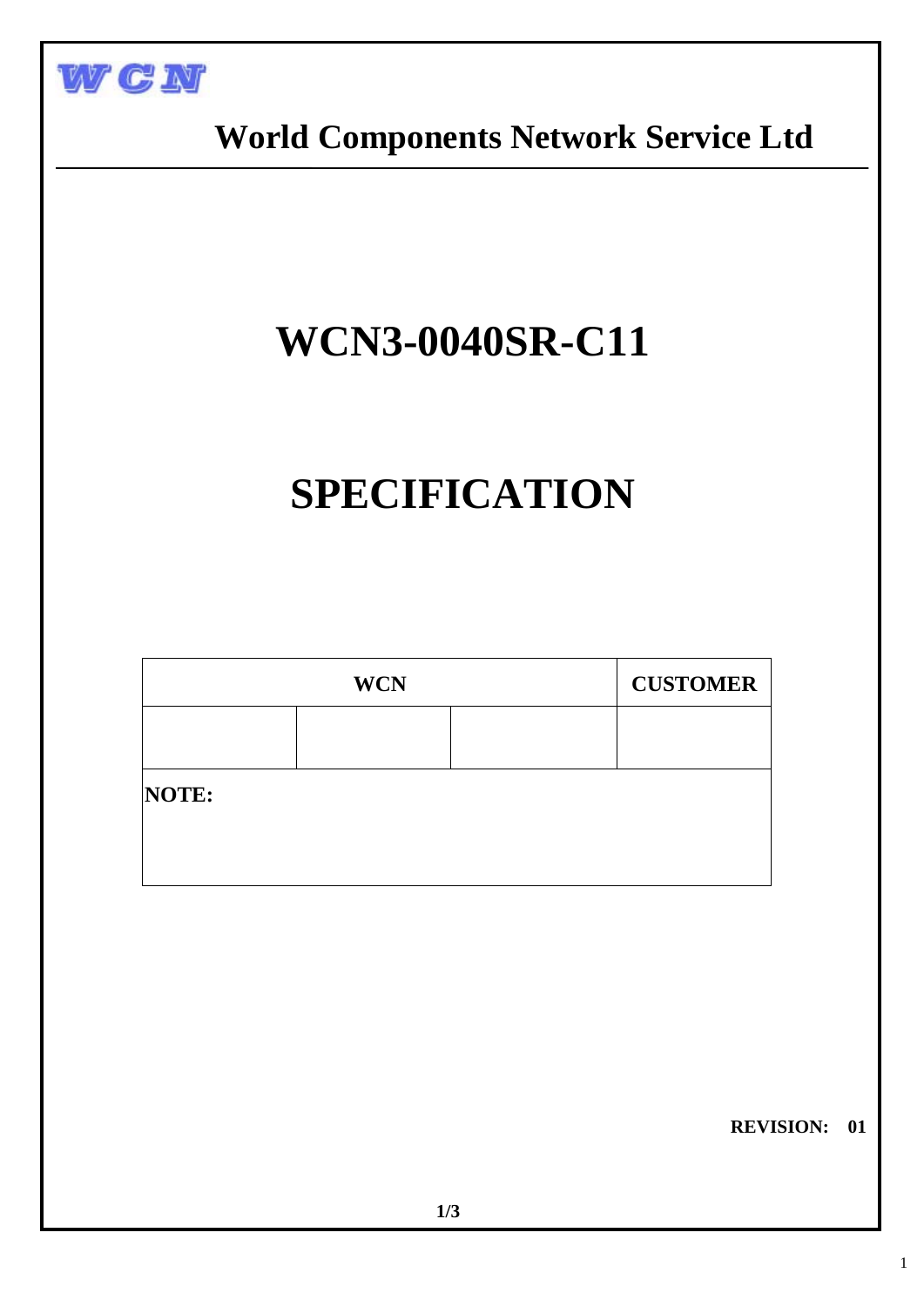WCN

# World Components Network Service Ltd

# WCN3-0040SR-C11

# SPECIFICATION

| WCN | | | CUSTOMER |
|---|---|---|---|
| | | | |
| **NOTE:** | | | |

**REVISION: 01**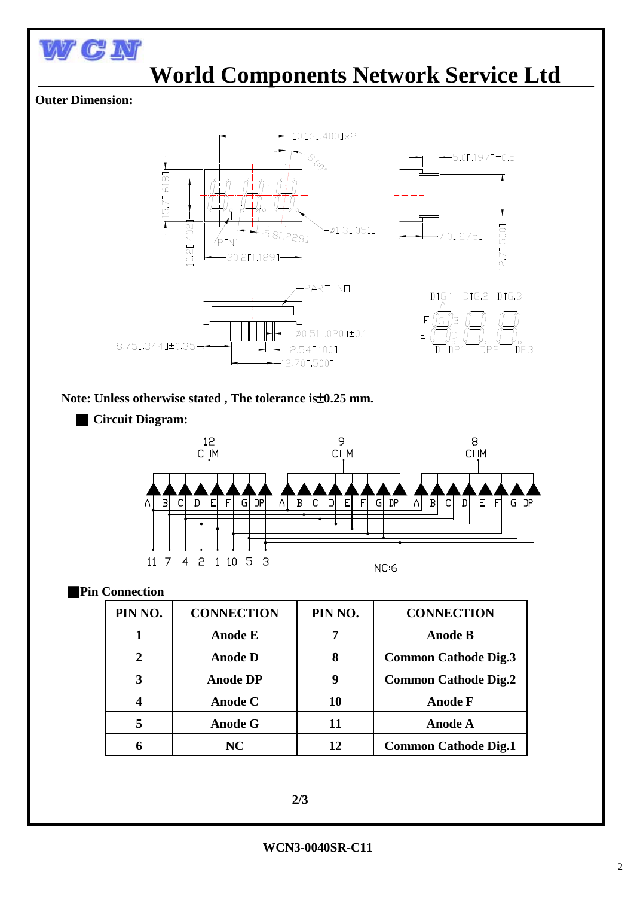## Outer Dimension:

**Note: Unless otherwise stated , The tolerance is±0.25 mm.**

### ■ Circuit Diagram:

### ■Pin Connection

| PIN NO. | CONNECTION | PIN NO. | CONNECTION |
|---|---|---|---|
| 1 | Anode E | 7 | Anode B |
| 2 | Anode D | 8 | Common Cathode Dig.3 |
| 3 | Anode DP | 9 | Common Cathode Dig.2 |
| 4 | Anode C | 10 | Anode F |
| 5 | Anode G | 11 | Anode A |
| 6 | NC | 12 | Common Cathode Dig.1 |

**WCN3-0040SR-C11**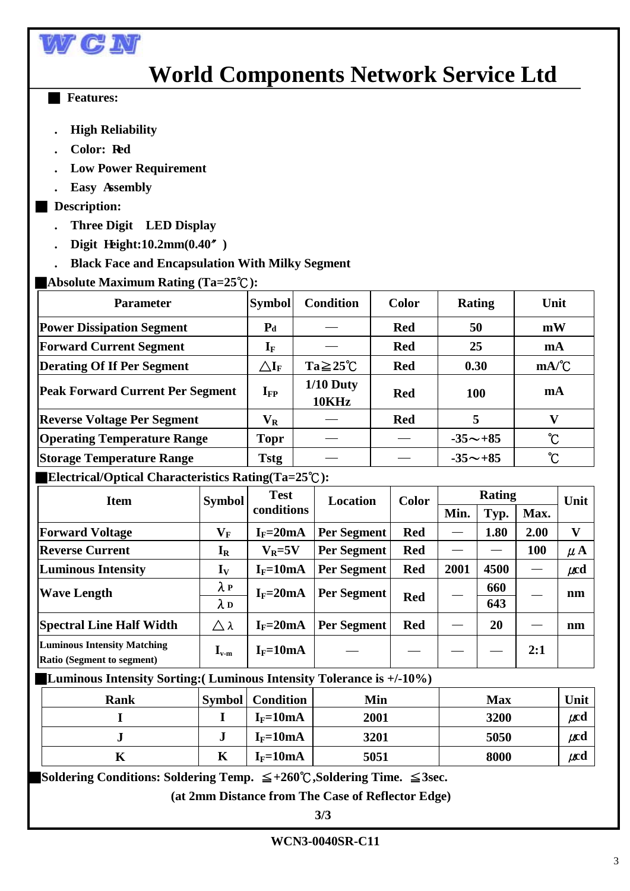WCN

# World Components Network Service Ltd

## Features:

- High Reliability
- Color: Red
- Low Power Requirement
- Easy Assembly

## Description:

- Three Digit LED Display
- Digit Height:10.2mm(0.40″)
- Black Face and Encapsulation With Milky Segment

## Absolute Maximum Rating (Ta=25℃):

| Parameter | Symbol | Condition | Color | Rating | Unit |
|---|---|---|---|---|---|
| Power Dissipation Segment | $P_d$ | — | Red | 50 | mW |
| Forward Current Segment | $I_F$ | — | Red | 25 | mA |
| Derating Of If Per Segment | $\triangle I_F$ | Ta≧25℃ | Red | 0.30 | mA/℃ |
| Peak Forward Current Per Segment | $I_{FP}$ | 1/10 Duty 10KHz | Red | 100 | mA |
| Reverse Voltage Per Segment | $V_R$ | — | Red | 5 | V |
| Operating Temperature Range | Topr | — | — | -35～+85 | ℃ |
| Storage Temperature Range | Tstg | — | — | -35～+85 | ℃ |

## Electrical/Optical Characteristics Rating(Ta=25℃):

| Item | Symbol | Test conditions | Location | Color | Rating | | | Unit |
|---|---|---|---|---|---|---|---|---|
| | | | | | Min. | Typ. | Max. | |
| Forward Voltage | $V_F$ | $I_F$=20mA | Per Segment | Red | — | 1.80 | 2.00 | V |
| Reverse Current | $I_R$ | $V_R$=5V | Per Segment | Red | — | — | 100 | μA |
| Luminous Intensity | $I_V$ | $I_F$=10mA | Per Segment | Red | 2001 | 4500 | — | μcd |
| Wave Length | $\lambda_P$ | $I_F$=20mA | Per Segment | Red | — | 660 | — | nm |
| | $\lambda_D$ | | | | | 643 | | |
| Spectral Line Half Width | $\triangle\lambda$ | $I_F$=20mA | Per Segment | Red | — | 20 | — | nm |
| Luminous Intensity Matching Ratio (Segment to segment) | $I_{v\text{-}m}$ | $I_F$=10mA | — | — | — | — | 2:1 | |

## Luminous Intensity Sorting:( Luminous Intensity Tolerance is +/-10%)

| Rank | Symbol | Condition | Min | Max | Unit |
|---|---|---|---|---|---|
| I | I | $I_F$=10mA | 2001 | 3200 | μcd |
| J | J | $I_F$=10mA | 3201 | 5050 | μcd |
| K | K | $I_F$=10mA | 5051 | 8000 | μcd |

**Soldering Conditions: Soldering Temp. ≦+260℃,Soldering Time. ≦3sec.**

**(at 2mm Distance from The Case of Reflector Edge)**

**WCN3-0040SR-C11**